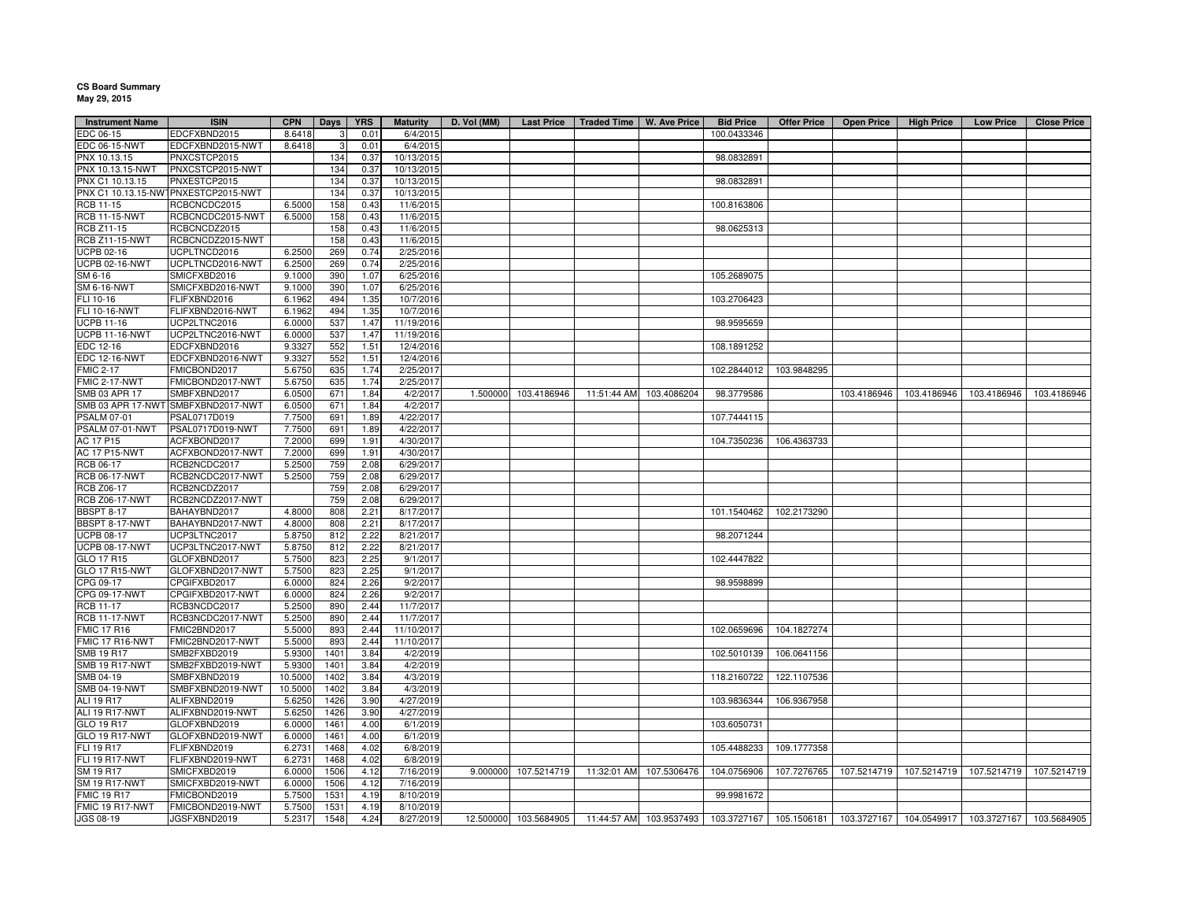**CS Board Summary**
**May 29, 2015**

| Instrument Name | ISIN | CPN | Days | YRS | Maturity | D. Vol (MM) | Last Price | Traded Time | W. Ave Price | Bid Price | Offer Price | Open Price | High Price | Low Price | Close Price |
|---|---|---|---|---|---|---|---|---|---|---|---|---|---|---|---|
| EDC 06-15 | EDCFXBND2015 | 8.6418 | 3 | 0.01 | 6/4/2015 | | | | | 100.0433346 | | | | | |
| EDC 06-15-NWT | EDCFXBND2015-NWT | 8.6418 | 3 | 0.01 | 6/4/2015 | | | | | | | | | | |
| PNX 10.13.15 | PNXCSTCP2015 | | 134 | 0.37 | 10/13/2015 | | | | | 98.0832891 | | | | | |
| PNX 10.13.15-NWT | PNXCSTCP2015-NWT | | 134 | 0.37 | 10/13/2015 | | | | | | | | | | |
| PNX C1 10.13.15 | PNXESTCP2015 | | 134 | 0.37 | 10/13/2015 | | | | | 98.0832891 | | | | | |
| PNX C1 10.13.15-NWT | PNXESTCP2015-NWT | | 134 | 0.37 | 10/13/2015 | | | | | | | | | | |
| RCB 11-15 | RCBCNCDC2015 | 6.5000 | 158 | 0.43 | 11/6/2015 | | | | | 100.8163806 | | | | | |
| RCB 11-15-NWT | RCBCNCDC2015-NWT | 6.5000 | 158 | 0.43 | 11/6/2015 | | | | | | | | | | |
| RCB Z11-15 | RCBCNCDZ2015 | | 158 | 0.43 | 11/6/2015 | | | | | 98.0625313 | | | | | |
| RCB Z11-15-NWT | RCBCNCDZ2015-NWT | | 158 | 0.43 | 11/6/2015 | | | | | | | | | | |
| UCPB 02-16 | UCPLTNCD2016 | 6.2500 | 269 | 0.74 | 2/25/2016 | | | | | | | | | | |
| UCPB 02-16-NWT | UCPLTNCD2016-NWT | 6.2500 | 269 | 0.74 | 2/25/2016 | | | | | | | | | | |
| SM 6-16 | SMICFXBD2016 | 9.1000 | 390 | 1.07 | 6/25/2016 | | | | | 105.2689075 | | | | | |
| SM 6-16-NWT | SMICFXBD2016-NWT | 9.1000 | 390 | 1.07 | 6/25/2016 | | | | | | | | | | |
| FLI 10-16 | FLIFXBND2016 | 6.1962 | 494 | 1.35 | 10/7/2016 | | | | | 103.2706423 | | | | | |
| FLI 10-16-NWT | FLIFXBND2016-NWT | 6.1962 | 494 | 1.35 | 10/7/2016 | | | | | | | | | | |
| UCPB 11-16 | UCP2LTNC2016 | 6.0000 | 537 | 1.47 | 11/19/2016 | | | | | 98.9595659 | | | | | |
| UCPB 11-16-NWT | UCP2LTNC2016-NWT | 6.0000 | 537 | 1.47 | 11/19/2016 | | | | | | | | | | |
| EDC 12-16 | EDCFXBND2016 | 9.3327 | 552 | 1.51 | 12/4/2016 | | | | | 108.1891252 | | | | | |
| EDC 12-16-NWT | EDCFXBND2016-NWT | 9.3327 | 552 | 1.51 | 12/4/2016 | | | | | | | | | | |
| FMIC 2-17 | FMICBOND2017 | 5.6750 | 635 | 1.74 | 2/25/2017 | | | | | 102.2844012 | 103.9848295 | | | | |
| FMIC 2-17-NWT | FMICBOND2017-NWT | 5.6750 | 635 | 1.74 | 2/25/2017 | | | | | | | | | | |
| SMB 03 APR 17 | SMBFXBND2017 | 6.0500 | 671 | 1.84 | 4/2/2017 | 1.500000 | 103.4186946 | 11:51:44 AM | 103.4086204 | 98.3779586 | | 103.4186946 | 103.4186946 | 103.4186946 | 103.4186946 |
| SMB 03 APR 17-NWT | SMBFXBND2017-NWT | 6.0500 | 671 | 1.84 | 4/2/2017 | | | | | | | | | | |
| PSALM 07-01 | PSAL0717D019 | 7.7500 | 691 | 1.89 | 4/22/2017 | | | | | 107.7444115 | | | | | |
| PSALM 07-01-NWT | PSAL0717D019-NWT | 7.7500 | 691 | 1.89 | 4/22/2017 | | | | | | | | | | |
| AC 17 P15 | ACFXBOND2017 | 7.2000 | 699 | 1.91 | 4/30/2017 | | | | | 104.7350236 | 106.4363733 | | | | |
| AC 17 P15-NWT | ACFXBOND2017-NWT | 7.2000 | 699 | 1.91 | 4/30/2017 | | | | | | | | | | |
| RCB 06-17 | RCB2NCDC2017 | 5.2500 | 759 | 2.08 | 6/29/2017 | | | | | | | | | | |
| RCB 06-17-NWT | RCB2NCDC2017-NWT | 5.2500 | 759 | 2.08 | 6/29/2017 | | | | | | | | | | |
| RCB Z06-17 | RCB2NCDZ2017 | | 759 | 2.08 | 6/29/2017 | | | | | | | | | | |
| RCB Z06-17-NWT | RCB2NCDZ2017-NWT | | 759 | 2.08 | 6/29/2017 | | | | | | | | | | |
| BBSPT 8-17 | BAHAYBND2017 | 4.8000 | 808 | 2.21 | 8/17/2017 | | | | | 101.1540462 | 102.2173290 | | | | |
| BBSPT 8-17-NWT | BAHAYBND2017-NWT | 4.8000 | 808 | 2.21 | 8/17/2017 | | | | | | | | | | |
| UCPB 08-17 | UCP3LTNC2017 | 5.8750 | 812 | 2.22 | 8/21/2017 | | | | | 98.2071244 | | | | | |
| UCPB 08-17-NWT | UCP3LTNC2017-NWT | 5.8750 | 812 | 2.22 | 8/21/2017 | | | | | | | | | | |
| GLO 17 R15 | GLOFXBND2017 | 5.7500 | 823 | 2.25 | 9/1/2017 | | | | | 102.4447822 | | | | | |
| GLO 17 R15-NWT | GLOFXBND2017-NWT | 5.7500 | 823 | 2.25 | 9/1/2017 | | | | | | | | | | |
| CPG 09-17 | CPGIFXBD2017 | 6.0000 | 824 | 2.26 | 9/2/2017 | | | | | 98.9598899 | | | | | |
| CPG 09-17-NWT | CPGIFXBD2017-NWT | 6.0000 | 824 | 2.26 | 9/2/2017 | | | | | | | | | | |
| RCB 11-17 | RCB3NCDC2017 | 5.2500 | 890 | 2.44 | 11/7/2017 | | | | | | | | | | |
| RCB 11-17-NWT | RCB3NCDC2017-NWT | 5.2500 | 890 | 2.44 | 11/7/2017 | | | | | | | | | | |
| FMIC 17 R16 | FMIC2BND2017 | 5.5000 | 893 | 2.44 | 11/10/2017 | | | | | 102.0659696 | 104.1827274 | | | | |
| FMIC 17 R16-NWT | FMIC2BND2017-NWT | 5.5000 | 893 | 2.44 | 11/10/2017 | | | | | | | | | | |
| SMB 19 R17 | SMB2FXBD2019 | 5.9300 | 1401 | 3.84 | 4/2/2019 | | | | | 102.5010139 | 106.0641156 | | | | |
| SMB 19 R17-NWT | SMB2FXBD2019-NWT | 5.9300 | 1401 | 3.84 | 4/2/2019 | | | | | | | | | | |
| SMB 04-19 | SMBFXBND2019 | 10.5000 | 1402 | 3.84 | 4/3/2019 | | | | | 118.2160722 | 122.1107536 | | | | |
| SMB 04-19-NWT | SMBFXBND2019-NWT | 10.5000 | 1402 | 3.84 | 4/3/2019 | | | | | | | | | | |
| ALI 19 R17 | ALIFXBND2019 | 5.6250 | 1426 | 3.90 | 4/27/2019 | | | | | 103.9836344 | 106.9367958 | | | | |
| ALI 19 R17-NWT | ALIFXBND2019-NWT | 5.6250 | 1426 | 3.90 | 4/27/2019 | | | | | | | | | | |
| GLO 19 R17 | GLOFXBND2019 | 6.0000 | 1461 | 4.00 | 6/1/2019 | | | | | 103.6050731 | | | | | |
| GLO 19 R17-NWT | GLOFXBND2019-NWT | 6.0000 | 1461 | 4.00 | 6/1/2019 | | | | | | | | | | |
| FLI 19 R17 | FLIFXBND2019 | 6.2731 | 1468 | 4.02 | 6/8/2019 | | | | | 105.4488233 | 109.1777358 | | | | |
| FLI 19 R17-NWT | FLIFXBND2019-NWT | 6.2731 | 1468 | 4.02 | 6/8/2019 | | | | | | | | | | |
| SM 19 R17 | SMICFXBD2019 | 6.0000 | 1506 | 4.12 | 7/16/2019 | 9.000000 | 107.5214719 | 11:32:01 AM | 107.5306476 | 104.0756906 | 107.7276765 | 107.5214719 | 107.5214719 | 107.5214719 | 107.5214719 |
| SM 19 R17-NWT | SMICFXBD2019-NWT | 6.0000 | 1506 | 4.12 | 7/16/2019 | | | | | | | | | | |
| FMIC 19 R17 | FMICBOND2019 | 5.7500 | 1531 | 4.19 | 8/10/2019 | | | | | 99.9981672 | | | | | |
| FMIC 19 R17-NWT | FMICBOND2019-NWT | 5.7500 | 1531 | 4.19 | 8/10/2019 | | | | | | | | | | |
| JGS 08-19 | JGSFXBND2019 | 5.2317 | 1548 | 4.24 | 8/27/2019 | 12.500000 | 103.5684905 | 11:44:57 AM | 103.9537493 | 103.3727167 | 105.1506181 | 103.3727167 | 104.0549917 | 103.3727167 | 103.5684905 |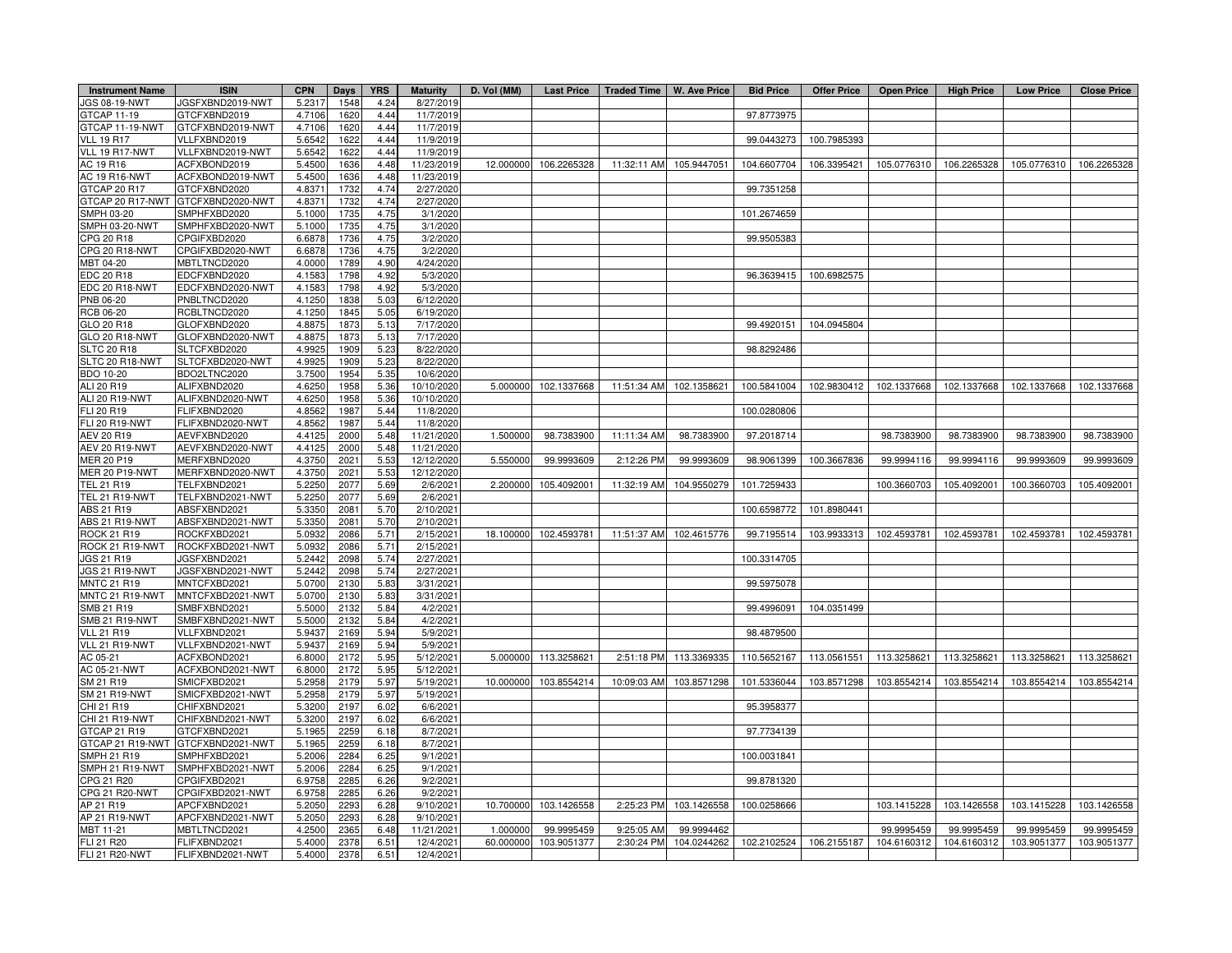| Instrument Name | ISIN | CPN | Days | YRS | Maturity | D. Vol (MM) | Last Price | Traded Time | W. Ave Price | Bid Price | Offer Price | Open Price | High Price | Low Price | Close Price |
|---|---|---|---|---|---|---|---|---|---|---|---|---|---|---|---|
| JGS 08-19-NWT | JGSFXBND2019-NWT | 5.2317 | 1548 | 4.24 | 8/27/2019 | | | | | | | | | | |
| GTCAP 11-19 | GTCFXBND2019 | 4.7106 | 1620 | 4.44 | 11/7/2019 | | | | | 97.8773975 | | | | | |
| GTCAP 11-19-NWT | GTCFXBND2019-NWT | 4.7106 | 1620 | 4.44 | 11/7/2019 | | | | | | | | | | |
| VLL 19 R17 | VLLFXBND2019 | 5.6542 | 1622 | 4.44 | 11/9/2019 | | | | | 99.0443273 | 100.7985393 | | | | |
| VLL 19 R17-NWT | VLLFXBND2019-NWT | 5.6542 | 1622 | 4.44 | 11/9/2019 | | | | | | | | | | |
| AC 19 R16 | ACFXBOND2019 | 5.4500 | 1636 | 4.48 | 11/23/2019 | 12.000000 | 106.2265328 | 11:32:11 AM | 105.9447051 | 104.6607704 | 106.3395421 | 105.0776310 | 106.2265328 | 105.0776310 | 106.2265328 |
| AC 19 R16-NWT | ACFXBOND2019-NWT | 5.4500 | 1636 | 4.48 | 11/23/2019 | | | | | | | | | | |
| GTCAP 20 R17 | GTCFXBND2020 | 4.8371 | 1732 | 4.74 | 2/27/2020 | | | | | 99.7351258 | | | | | |
| GTCAP 20 R17-NWT | GTCFXBND2020-NWT | 4.8371 | 1732 | 4.74 | 2/27/2020 | | | | | | | | | | |
| SMPH 03-20 | SMPHFXBD2020 | 5.1000 | 1735 | 4.75 | 3/1/2020 | | | | | 101.2674659 | | | | | |
| SMPH 03-20-NWT | SMPHFXBD2020-NWT | 5.1000 | 1735 | 4.75 | 3/1/2020 | | | | | | | | | | |
| CPG 20 R18 | CPGIFXBD2020 | 6.6878 | 1736 | 4.75 | 3/2/2020 | | | | | 99.9505383 | | | | | |
| CPG 20 R18-NWT | CPGIFXBD2020-NWT | 6.6878 | 1736 | 4.75 | 3/2/2020 | | | | | | | | | | |
| MBT 04-20 | MBTLTNCD2020 | 4.0000 | 1789 | 4.90 | 4/24/2020 | | | | | | | | | | |
| EDC 20 R18 | EDCFXBND2020 | 4.1583 | 1798 | 4.92 | 5/3/2020 | | | | | 96.3639415 | 100.6982575 | | | | |
| EDC 20 R18-NWT | EDCFXBND2020-NWT | 4.1583 | 1798 | 4.92 | 5/3/2020 | | | | | | | | | | |
| PNB 06-20 | PNBLTNCD2020 | 4.1250 | 1838 | 5.03 | 6/12/2020 | | | | | | | | | | |
| RCB 06-20 | RCBLTNCD2020 | 4.1250 | 1845 | 5.05 | 6/19/2020 | | | | | | | | | | |
| GLO 20 R18 | GLOFXBND2020 | 4.8875 | 1873 | 5.13 | 7/17/2020 | | | | | 99.4920151 | 104.0945804 | | | | |
| GLO 20 R18-NWT | GLOFXBND2020-NWT | 4.8875 | 1873 | 5.13 | 7/17/2020 | | | | | | | | | | |
| SLTC 20 R18 | SLTCFXBD2020 | 4.9925 | 1909 | 5.23 | 8/22/2020 | | | | | 98.8292486 | | | | | |
| SLTC 20 R18-NWT | SLTCFXBD2020-NWT | 4.9925 | 1909 | 5.23 | 8/22/2020 | | | | | | | | | | |
| BDO 10-20 | BDO2LTNC2020 | 3.7500 | 1954 | 5.35 | 10/6/2020 | | | | | | | | | | |
| ALI 20 R19 | ALIFXBND2020 | 4.6250 | 1958 | 5.36 | 10/10/2020 | 5.000000 | 102.1337668 | 11:51:34 AM | 102.1358621 | 100.5841004 | 102.9830412 | 102.1337668 | 102.1337668 | 102.1337668 | 102.1337668 |
| ALI 20 R19-NWT | ALIFXBND2020-NWT | 4.6250 | 1958 | 5.36 | 10/10/2020 | | | | | | | | | | |
| FLI 20 R19 | FLIFXBND2020 | 4.8562 | 1987 | 5.44 | 11/8/2020 | | | | | 100.0280806 | | | | | |
| FLI 20 R19-NWT | FLIFXBND2020-NWT | 4.8562 | 1987 | 5.44 | 11/8/2020 | | | | | | | | | | |
| AEV 20 R19 | AEVFXBND2020 | 4.4125 | 2000 | 5.48 | 11/21/2020 | 1.500000 | 98.7383900 | 11:11:34 AM | 98.7383900 | 97.2018714 | | 98.7383900 | 98.7383900 | 98.7383900 | 98.7383900 |
| AEV 20 R19-NWT | AEVFXBND2020-NWT | 4.4125 | 2000 | 5.48 | 11/21/2020 | | | | | | | | | | |
| MER 20 P19 | MERFXBND2020 | 4.3750 | 2021 | 5.53 | 12/12/2020 | 5.550000 | 99.9993609 | 2:12:26 PM | 99.9993609 | 98.9061399 | 100.3667836 | 99.9994116 | 99.9994116 | 99.9993609 | 99.9993609 |
| MER 20 P19-NWT | MERFXBND2020-NWT | 4.3750 | 2021 | 5.53 | 12/12/2020 | | | | | | | | | | |
| TEL 21 R19 | TELFXBND2021 | 5.2250 | 2077 | 5.69 | 2/6/2021 | 2.200000 | 105.4092001 | 11:32:19 AM | 104.9550279 | 101.7259433 | | 100.3660703 | 105.4092001 | 100.3660703 | 105.4092001 |
| TEL 21 R19-NWT | TELFXBND2021-NWT | 5.2250 | 2077 | 5.69 | 2/6/2021 | | | | | | | | | | |
| ABS 21 R19 | ABSFXBND2021 | 5.3350 | 2081 | 5.70 | 2/10/2021 | | | | | 100.6598772 | 101.8980441 | | | | |
| ABS 21 R19-NWT | ABSFXBND2021-NWT | 5.3350 | 2081 | 5.70 | 2/10/2021 | | | | | | | | | | |
| ROCK 21 R19 | ROCKFXBD2021 | 5.0932 | 2086 | 5.71 | 2/15/2021 | 18.100000 | 102.4593781 | 11:51:37 AM | 102.4615776 | 99.7195514 | 103.9933313 | 102.4593781 | 102.4593781 | 102.4593781 | 102.4593781 |
| ROCK 21 R19-NWT | ROCKFXBD2021-NWT | 5.0932 | 2086 | 5.71 | 2/15/2021 | | | | | | | | | | |
| JGS 21 R19 | JGSFXBND2021 | 5.2442 | 2098 | 5.74 | 2/27/2021 | | | | | 100.3314705 | | | | | |
| JGS 21 R19-NWT | JGSFXBND2021-NWT | 5.2442 | 2098 | 5.74 | 2/27/2021 | | | | | | | | | | |
| MNTC 21 R19 | MNTCFXBD2021 | 5.0700 | 2130 | 5.83 | 3/31/2021 | | | | | 99.5975078 | | | | | |
| MNTC 21 R19-NWT | MNTCFXBD2021-NWT | 5.0700 | 2130 | 5.83 | 3/31/2021 | | | | | | | | | | |
| SMB 21 R19 | SMBFXBND2021 | 5.5000 | 2132 | 5.84 | 4/2/2021 | | | | | 99.4996091 | 104.0351499 | | | | |
| SMB 21 R19-NWT | SMBFXBND2021-NWT | 5.5000 | 2132 | 5.84 | 4/2/2021 | | | | | | | | | | |
| VLL 21 R19 | VLLFXBND2021 | 5.9437 | 2169 | 5.94 | 5/9/2021 | | | | | 98.4879500 | | | | | |
| VLL 21 R19-NWT | VLLFXBND2021-NWT | 5.9437 | 2169 | 5.94 | 5/9/2021 | | | | | | | | | | |
| AC 05-21 | ACFXBOND2021 | 6.8000 | 2172 | 5.95 | 5/12/2021 | 5.000000 | 113.3258621 | 2:51:18 PM | 113.3369335 | 110.5652167 | 113.0561551 | 113.3258621 | 113.3258621 | 113.3258621 | 113.3258621 |
| AC 05-21-NWT | ACFXBOND2021-NWT | 6.8000 | 2172 | 5.95 | 5/12/2021 | | | | | | | | | | |
| SM 21 R19 | SMICFXBD2021 | 5.2958 | 2179 | 5.97 | 5/19/2021 | 10.000000 | 103.8554214 | 10:09:03 AM | 103.8571298 | 101.5336044 | 103.8571298 | 103.8554214 | 103.8554214 | 103.8554214 | 103.8554214 |
| SM 21 R19-NWT | SMICFXBD2021-NWT | 5.2958 | 2179 | 5.97 | 5/19/2021 | | | | | | | | | | |
| CHI 21 R19 | CHIFXBND2021 | 5.3200 | 2197 | 6.02 | 6/6/2021 | | | | | 95.3958377 | | | | | |
| CHI 21 R19-NWT | CHIFXBND2021-NWT | 5.3200 | 2197 | 6.02 | 6/6/2021 | | | | | | | | | | |
| GTCAP 21 R19 | GTCFXBND2021 | 5.1965 | 2259 | 6.18 | 8/7/2021 | | | | | 97.7734139 | | | | | |
| GTCAP 21 R19-NWT | GTCFXBND2021-NWT | 5.1965 | 2259 | 6.18 | 8/7/2021 | | | | | | | | | | |
| SMPH 21 R19 | SMPHFXBD2021 | 5.2006 | 2284 | 6.25 | 9/1/2021 | | | | | 100.0031841 | | | | | |
| SMPH 21 R19-NWT | SMPHFXBD2021-NWT | 5.2006 | 2284 | 6.25 | 9/1/2021 | | | | | | | | | | |
| CPG 21 R20 | CPGIFXBD2021 | 6.9758 | 2285 | 6.26 | 9/2/2021 | | | | | 99.8781320 | | | | | |
| CPG 21 R20-NWT | CPGIFXBD2021-NWT | 6.9758 | 2285 | 6.26 | 9/2/2021 | | | | | | | | | | |
| AP 21 R19 | APCFXBND2021 | 5.2050 | 2293 | 6.28 | 9/10/2021 | 10.700000 | 103.1426558 | 2:25:23 PM | 103.1426558 | 100.0258666 | | 103.1415228 | 103.1426558 | 103.1415228 | 103.1426558 |
| AP 21 R19-NWT | APCFXBND2021-NWT | 5.2050 | 2293 | 6.28 | 9/10/2021 | | | | | | | | | | |
| MBT 11-21 | MBTLTNCD2021 | 4.2500 | 2365 | 6.48 | 11/21/2021 | 1.000000 | 99.9995459 | 9:25:05 AM | 99.9994462 | | | 99.9995459 | 99.9995459 | 99.9995459 | 99.9995459 |
| FLI 21 R20 | FLIFXBND2021 | 5.4000 | 2378 | 6.51 | 12/4/2021 | 60.000000 | 103.9051377 | 2:30:24 PM | 104.0244262 | 102.2102524 | 106.2155187 | 104.6160312 | 104.6160312 | 103.9051377 | 103.9051377 |
| FLI 21 R20-NWT | FLIFXBND2021-NWT | 5.4000 | 2378 | 6.51 | 12/4/2021 | | | | | | | | | | |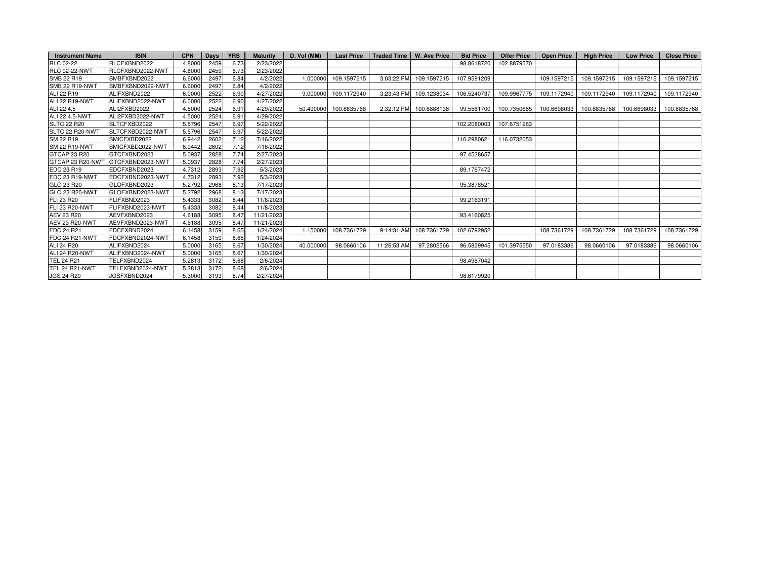| Instrument Name | ISIN | CPN | Days | YRS | Maturity | D. Vol (MM) | Last Price | Traded Time | W. Ave Price | Bid Price | Offer Price | Open Price | High Price | Low Price | Close Price |
|---|---|---|---|---|---|---|---|---|---|---|---|---|---|---|---|
| RLC 02-22 | RLCFXBND2022 | 4.8000 | 2459 | 6.73 | 2/23/2022 | | | | | 98.8618720 | 102.8879570 | | | | |
| RLC 02-22-NWT | RLCFXBND2022-NWT | 4.8000 | 2459 | 6.73 | 2/23/2022 | | | | | | | | | | |
| SMB 22 R19 | SMBFXBND2022 | 6.6000 | 2497 | 6.84 | 4/2/2022 | 1.000000 | 109.1597215 | 3:03:22 PM | 109.1597215 | 107.9591209 | | 109.1597215 | 109.1597215 | 109.1597215 | 109.1597215 |
| SMB 22 R19-NWT | SMBFXBND2022-NWT | 6.6000 | 2497 | 6.84 | 4/2/2022 | | | | | | | | | | |
| ALI 22 R19 | ALIFXBND2022 | 6.0000 | 2522 | 6.90 | 4/27/2022 | 9.000000 | 109.1172940 | 3:23:43 PM | 109.1238034 | 106.5240737 | 109.9967775 | 109.1172940 | 109.1172940 | 109.1172940 | 109.1172940 |
| ALI 22 R19-NWT | ALIFXBND2022-NWT | 6.0000 | 2522 | 6.90 | 4/27/2022 | | | | | | | | | | |
| ALI 22 4.5 | ALI2FXBD2022 | 4.5000 | 2524 | 6.91 | 4/29/2022 | 50.490000 | 100.8835768 | 2:32:12 PM | 100.6888138 | 99.5561700 | 100.7350665 | 100.6698033 | 100.8835768 | 100.6698033 | 100.8835768 |
| ALI 22 4.5-NWT | ALI2FXBD2022-NWT | 4.5000 | 2524 | 6.91 | 4/29/2022 | | | | | | | | | | |
| SLTC 22 R20 | SLTCFXBD2022 | 5.5796 | 2547 | 6.97 | 5/22/2022 | | | | | 102.2080003 | 107.6751263 | | | | |
| SLTC 22 R20-NWT | SLTCFXBD2022-NWT | 5.5796 | 2547 | 6.97 | 5/22/2022 | | | | | | | | | | |
| SM 22 R19 | SMICFXBD2022 | 6.9442 | 2602 | 7.12 | 7/16/2022 | | | | | 110.2980621 | 116.0732053 | | | | |
| SM 22 R19-NWT | SMICFXBD2022-NWT | 6.9442 | 2602 | 7.12 | 7/16/2022 | | | | | | | | | | |
| GTCAP 23 R20 | GTCFXBND2023 | 5.0937 | 2828 | 7.74 | 2/27/2023 | | | | | 97.4528657 | | | | | |
| GTCAP 23 R20-NWT | GTCFXBND2023-NWT | 5.0937 | 2828 | 7.74 | 2/27/2023 | | | | | | | | | | |
| EDC 23 R19 | EDCFXBND2023 | 4.7312 | 2893 | 7.92 | 5/3/2023 | | | | | 89.1767472 | | | | | |
| EDC 23 R19-NWT | EDCFXBND2023-NWT | 4.7312 | 2893 | 7.92 | 5/3/2023 | | | | | | | | | | |
| GLO 23 R20 | GLOFXBND2023 | 5.2792 | 2968 | 8.13 | 7/17/2023 | | | | | 95.3878521 | | | | | |
| GLO 23 R20-NWT | GLOFXBND2023-NWT | 5.2792 | 2968 | 8.13 | 7/17/2023 | | | | | | | | | | |
| FLI 23 R20 | FLIFXBND2023 | 5.4333 | 3082 | 8.44 | 11/8/2023 | | | | | 99.2163191 | | | | | |
| FLI 23 R20-NWT | FLIFXBND2023-NWT | 5.4333 | 3082 | 8.44 | 11/8/2023 | | | | | | | | | | |
| AEV 23 R20 | AEVFXBND2023 | 4.6188 | 3095 | 8.47 | 11/21/2023 | | | | | 93.4160825 | | | | | |
| AEV 23 R20-NWT | AEVFXBND2023-NWT | 4.6188 | 3095 | 8.47 | 11/21/2023 | | | | | | | | | | |
| FDC 24 R21 | FDCFXBND2024 | 6.1458 | 3159 | 8.65 | 1/24/2024 | 1.150000 | 108.7361729 | 9:14:31 AM | 108.7361729 | 102.6792952 | | 108.7361729 | 108.7361729 | 108.7361729 | 108.7361729 |
| FDC 24 R21-NWT | FDCFXBND2024-NWT | 6.1458 | 3159 | 8.65 | 1/24/2024 | | | | | | | | | | |
| ALI 24 R20 | ALIFXBND2024 | 5.0000 | 3165 | 8.67 | 1/30/2024 | 40.000000 | 98.0660106 | 11:26:53 AM | 97.2802566 | 96.5829945 | 101.3975550 | 97.0183386 | 98.0660106 | 97.0183386 | 98.0660106 |
| ALI 24 R20-NWT | ALIFXBND2024-NWT | 5.0000 | 3165 | 8.67 | 1/30/2024 | | | | | | | | | | |
| TEL 24 R21 | TELFXBND2024 | 5.2813 | 3172 | 8.68 | 2/6/2024 | | | | | 98.4967042 | | | | | |
| TEL 24 R21-NWT | TELFXBND2024-NWT | 5.2813 | 3172 | 8.68 | 2/6/2024 | | | | | | | | | | |
| JGS 24 R20 | JGSFXBND2024 | 5.3000 | 3193 | 8.74 | 2/27/2024 | | | | | 98.6179920 | | | | | |